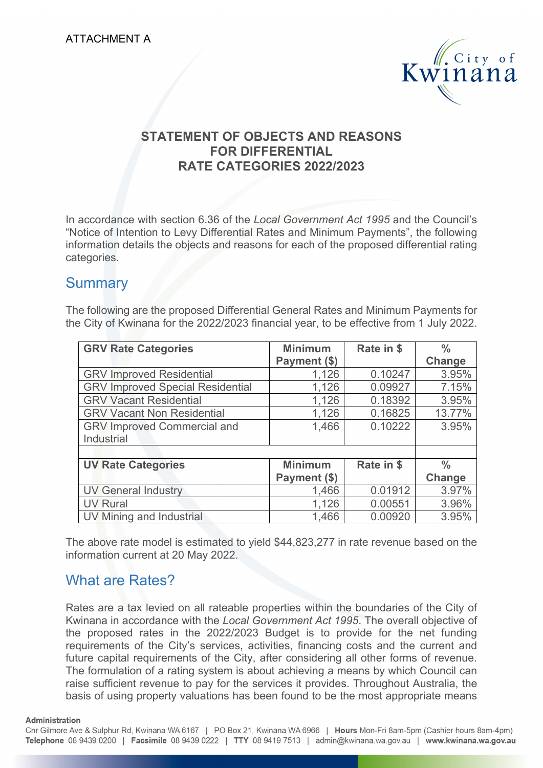ATTACHMENT A

# STATEMENT OF OBJECTS AND REASONS FOR DIFFERENTIAL RATE CATEGORIES 2022/2023

In accordance with section 6.36 of the *Local Government Act 1995* and the Council's "Notice of Intention to Levy Differential Rates and Minimum Payments", the following information details the objects and reasons for each of the proposed differential rating categories.

## Summary

The following are the proposed Differential General Rates and Minimum Payments for the City of Kwinana for the 2022/2023 financial year, to be effective from 1 July 2022.

| GRV Rate Categories | Minimum Payment ($) | Rate in $ | % Change |
|---|---|---|---|
| GRV Improved Residential | 1,126 | 0.10247 | 3.95% |
| GRV Improved Special Residential | 1,126 | 0.09927 | 7.15% |
| GRV Vacant Residential | 1,126 | 0.18392 | 3.95% |
| GRV Vacant Non Residential | 1,126 | 0.16825 | 13.77% |
| GRV Improved Commercial and Industrial | 1,466 | 0.10222 | 3.95% |
| | | | |
| **UV Rate Categories** | **Minimum Payment ($)** | **Rate in $** | **% Change** |
| UV General Industry | 1,466 | 0.01912 | 3.97% |
| UV Rural | 1,126 | 0.00551 | 3.96% |
| UV Mining and Industrial | 1,466 | 0.00920 | 3.95% |

The above rate model is estimated to yield $44,823,277 in rate revenue based on the information current at 20 May 2022.

## What are Rates?

Rates are a tax levied on all rateable properties within the boundaries of the City of Kwinana in accordance with the *Local Government Act 1995*. The overall objective of the proposed rates in the 2022/2023 Budget is to provide for the net funding requirements of the City's services, activities, financing costs and the current and future capital requirements of the City, after considering all other forms of revenue. The formulation of a rating system is about achieving a means by which Council can raise sufficient revenue to pay for the services it provides. Throughout Australia, the basis of using property valuations has been found to be the most appropriate means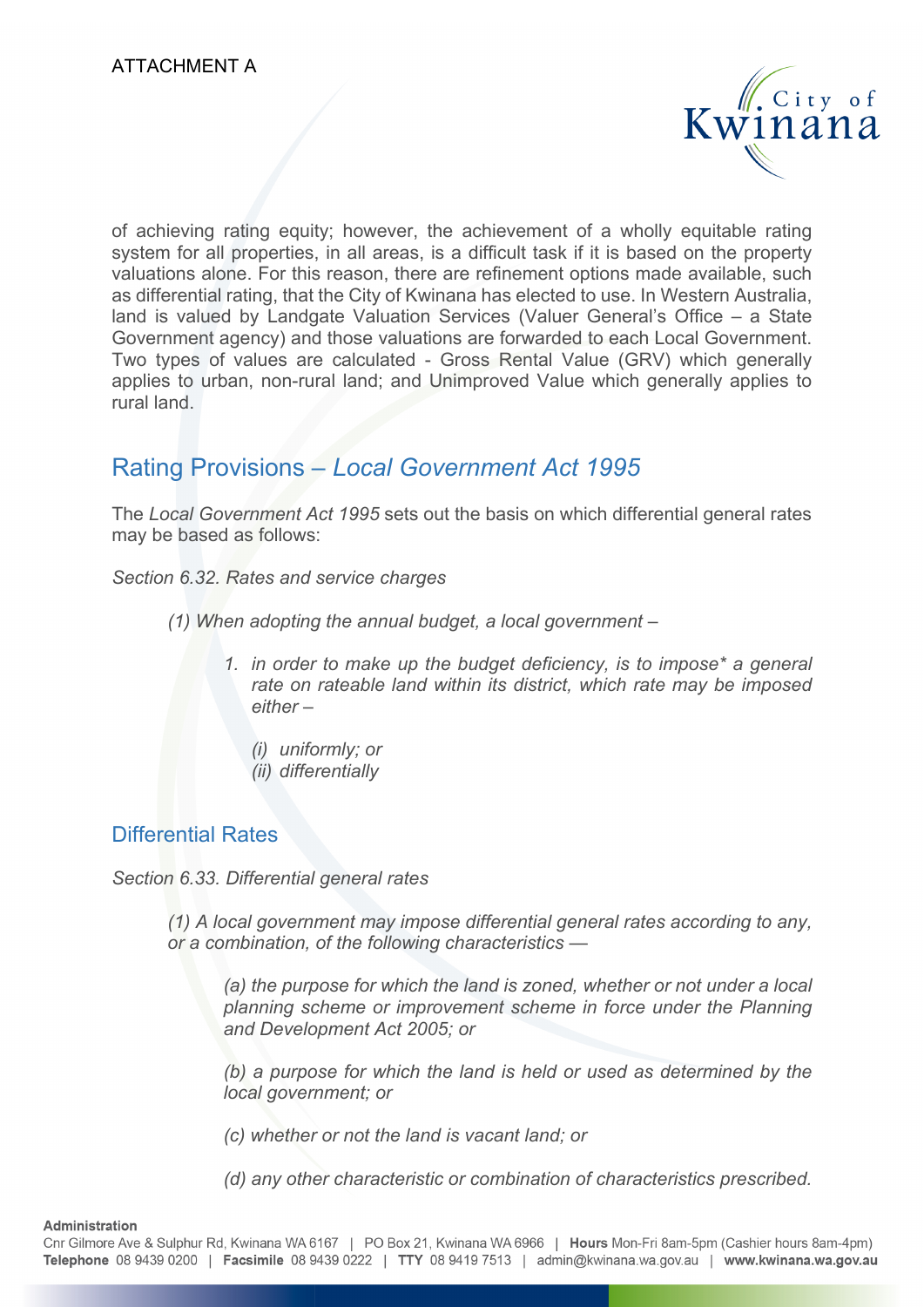of achieving rating equity; however, the achievement of a wholly equitable rating system for all properties, in all areas, is a difficult task if it is based on the property valuations alone. For this reason, there are refinement options made available, such as differential rating, that the City of Kwinana has elected to use. In Western Australia, land is valued by Landgate Valuation Services (Valuer General's Office – a State Government agency) and those valuations are forwarded to each Local Government. Two types of values are calculated - Gross Rental Value (GRV) which generally applies to urban, non-rural land; and Unimproved Value which generally applies to rural land.

## Rating Provisions – *Local Government Act 1995*

The *Local Government Act 1995* sets out the basis on which differential general rates may be based as follows:

*Section 6.32. Rates and service charges*

> *(1) When adopting the annual budget, a local government –*
>
> 1. *in order to make up the budget deficiency, is to impose* a general rate on rateable land within its district, which rate may be imposed either –*
>
>    *(i) uniformly; or*
>    *(ii) differentially*

### Differential Rates

*Section 6.33. Differential general rates*

> *(1) A local government may impose differential general rates according to any, or a combination, of the following characteristics —*
>
> *(a) the purpose for which the land is zoned, whether or not under a local planning scheme or improvement scheme in force under the Planning and Development Act 2005; or*
>
> *(b) a purpose for which the land is held or used as determined by the local government; or*
>
> *(c) whether or not the land is vacant land; or*
>
> *(d) any other characteristic or combination of characteristics prescribed.*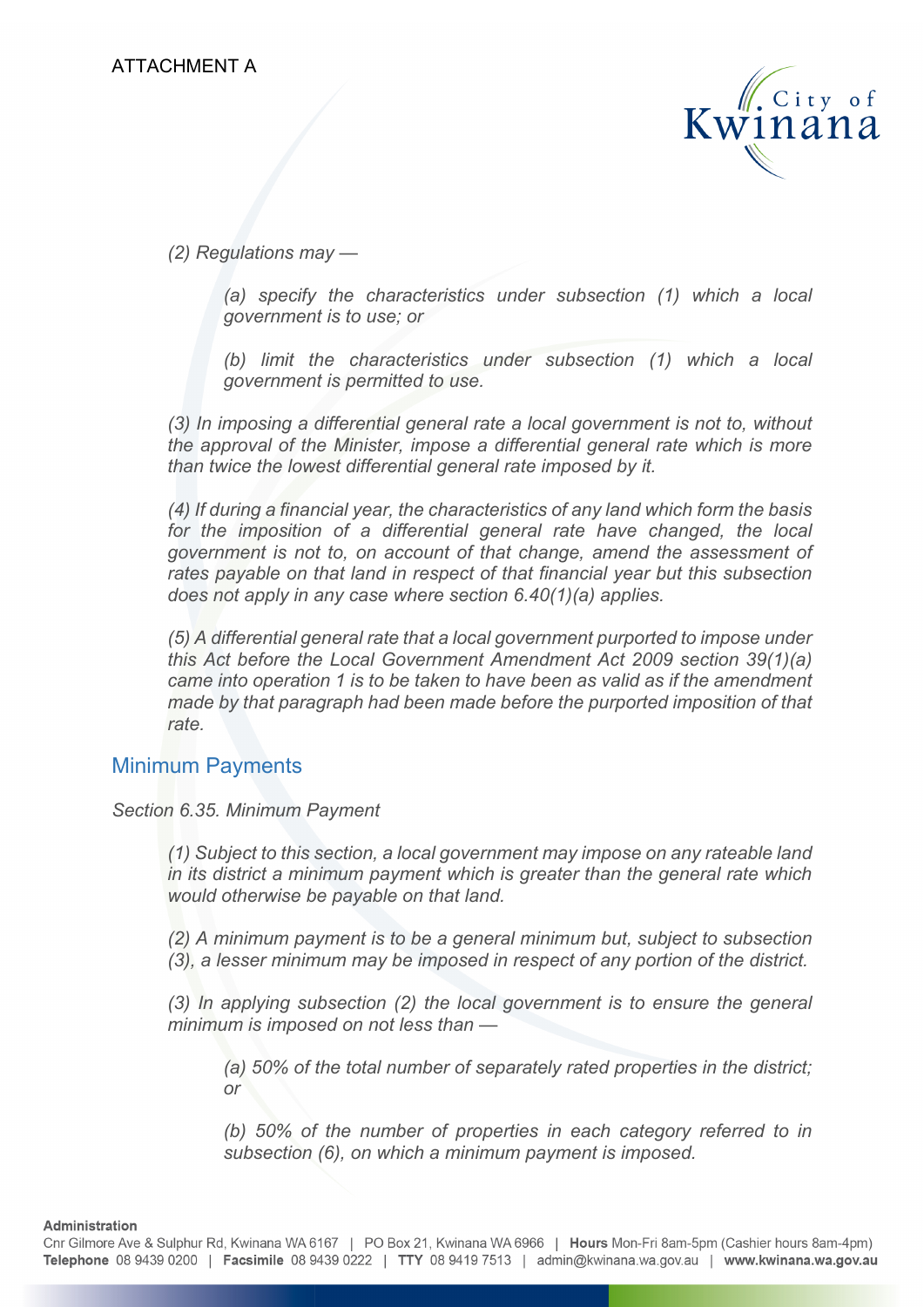ATTACHMENT A

*(2) Regulations may —*

> *(a) specify the characteristics under subsection (1) which a local government is to use; or*
>
> *(b) limit the characteristics under subsection (1) which a local government is permitted to use.*

*(3) In imposing a differential general rate a local government is not to, without the approval of the Minister, impose a differential general rate which is more than twice the lowest differential general rate imposed by it.*

*(4) If during a financial year, the characteristics of any land which form the basis for the imposition of a differential general rate have changed, the local government is not to, on account of that change, amend the assessment of rates payable on that land in respect of that financial year but this subsection does not apply in any case where section 6.40(1)(a) applies.*

*(5) A differential general rate that a local government purported to impose under this Act before the Local Government Amendment Act 2009 section 39(1)(a) came into operation 1 is to be taken to have been as valid as if the amendment made by that paragraph had been made before the purported imposition of that rate.*

## Minimum Payments

*Section 6.35. Minimum Payment*

*(1) Subject to this section, a local government may impose on any rateable land in its district a minimum payment which is greater than the general rate which would otherwise be payable on that land.*

*(2) A minimum payment is to be a general minimum but, subject to subsection (3), a lesser minimum may be imposed in respect of any portion of the district.*

*(3) In applying subsection (2) the local government is to ensure the general minimum is imposed on not less than —*

> *(a) 50% of the total number of separately rated properties in the district; or*
>
> *(b) 50% of the number of properties in each category referred to in subsection (6), on which a minimum payment is imposed.*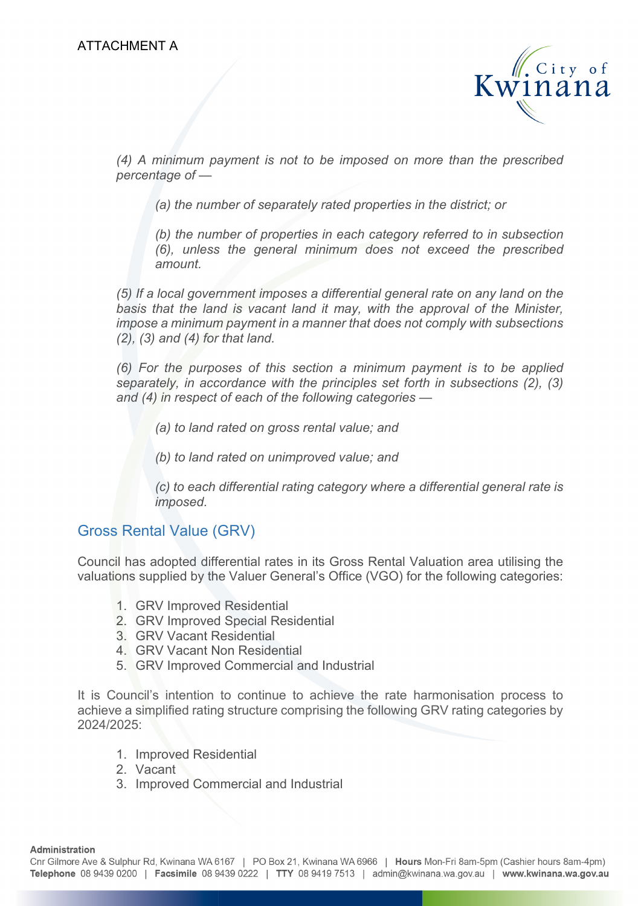*(4) A minimum payment is not to be imposed on more than the prescribed percentage of —*

> *(a) the number of separately rated properties in the district; or*
>
> *(b) the number of properties in each category referred to in subsection (6), unless the general minimum does not exceed the prescribed amount.*

*(5) If a local government imposes a differential general rate on any land on the basis that the land is vacant land it may, with the approval of the Minister, impose a minimum payment in a manner that does not comply with subsections (2), (3) and (4) for that land.*

*(6) For the purposes of this section a minimum payment is to be applied separately, in accordance with the principles set forth in subsections (2), (3) and (4) in respect of each of the following categories —*

> *(a) to land rated on gross rental value; and*
>
> *(b) to land rated on unimproved value; and*
>
> *(c) to each differential rating category where a differential general rate is imposed.*

## Gross Rental Value (GRV)

Council has adopted differential rates in its Gross Rental Valuation area utilising the valuations supplied by the Valuer General's Office (VGO) for the following categories:

1. GRV Improved Residential
2. GRV Improved Special Residential
3. GRV Vacant Residential
4. GRV Vacant Non Residential
5. GRV Improved Commercial and Industrial

It is Council's intention to continue to achieve the rate harmonisation process to achieve a simplified rating structure comprising the following GRV rating categories by 2024/2025:

1. Improved Residential
2. Vacant
3. Improved Commercial and Industrial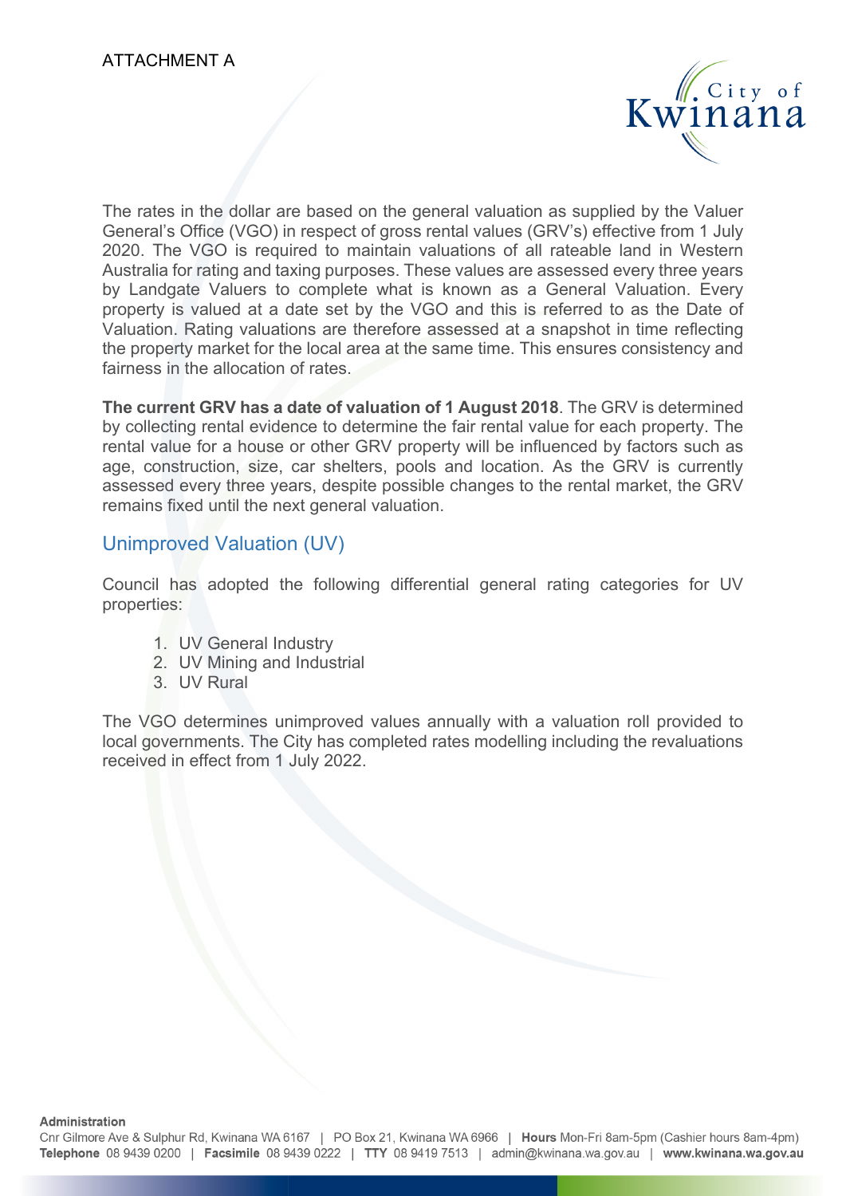ATTACHMENT A

The rates in the dollar are based on the general valuation as supplied by the Valuer General's Office (VGO) in respect of gross rental values (GRV's) effective from 1 July 2020. The VGO is required to maintain valuations of all rateable land in Western Australia for rating and taxing purposes. These values are assessed every three years by Landgate Valuers to complete what is known as a General Valuation. Every property is valued at a date set by the VGO and this is referred to as the Date of Valuation. Rating valuations are therefore assessed at a snapshot in time reflecting the property market for the local area at the same time. This ensures consistency and fairness in the allocation of rates.

**The current GRV has a date of valuation of 1 August 2018**. The GRV is determined by collecting rental evidence to determine the fair rental value for each property. The rental value for a house or other GRV property will be influenced by factors such as age, construction, size, car shelters, pools and location. As the GRV is currently assessed every three years, despite possible changes to the rental market, the GRV remains fixed until the next general valuation.

## Unimproved Valuation (UV)

Council has adopted the following differential general rating categories for UV properties:

1. UV General Industry
2. UV Mining and Industrial
3. UV Rural

The VGO determines unimproved values annually with a valuation roll provided to local governments. The City has completed rates modelling including the revaluations received in effect from 1 July 2022.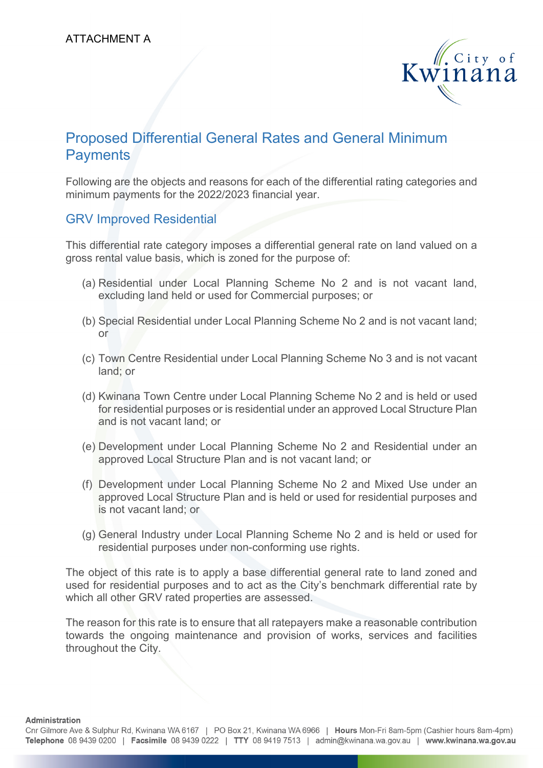ATTACHMENT A

# Proposed Differential General Rates and General Minimum Payments

Following are the objects and reasons for each of the differential rating categories and minimum payments for the 2022/2023 financial year.

## GRV Improved Residential

This differential rate category imposes a differential general rate on land valued on a gross rental value basis, which is zoned for the purpose of:

(a) Residential under Local Planning Scheme No 2 and is not vacant land, excluding land held or used for Commercial purposes; or

(b) Special Residential under Local Planning Scheme No 2 and is not vacant land; or

(c) Town Centre Residential under Local Planning Scheme No 3 and is not vacant land; or

(d) Kwinana Town Centre under Local Planning Scheme No 2 and is held or used for residential purposes or is residential under an approved Local Structure Plan and is not vacant land; or

(e) Development under Local Planning Scheme No 2 and Residential under an approved Local Structure Plan and is not vacant land; or

(f) Development under Local Planning Scheme No 2 and Mixed Use under an approved Local Structure Plan and is held or used for residential purposes and is not vacant land; or

(g) General Industry under Local Planning Scheme No 2 and is held or used for residential purposes under non-conforming use rights.

The object of this rate is to apply a base differential general rate to land zoned and used for residential purposes and to act as the City's benchmark differential rate by which all other GRV rated properties are assessed.

The reason for this rate is to ensure that all ratepayers make a reasonable contribution towards the ongoing maintenance and provision of works, services and facilities throughout the City.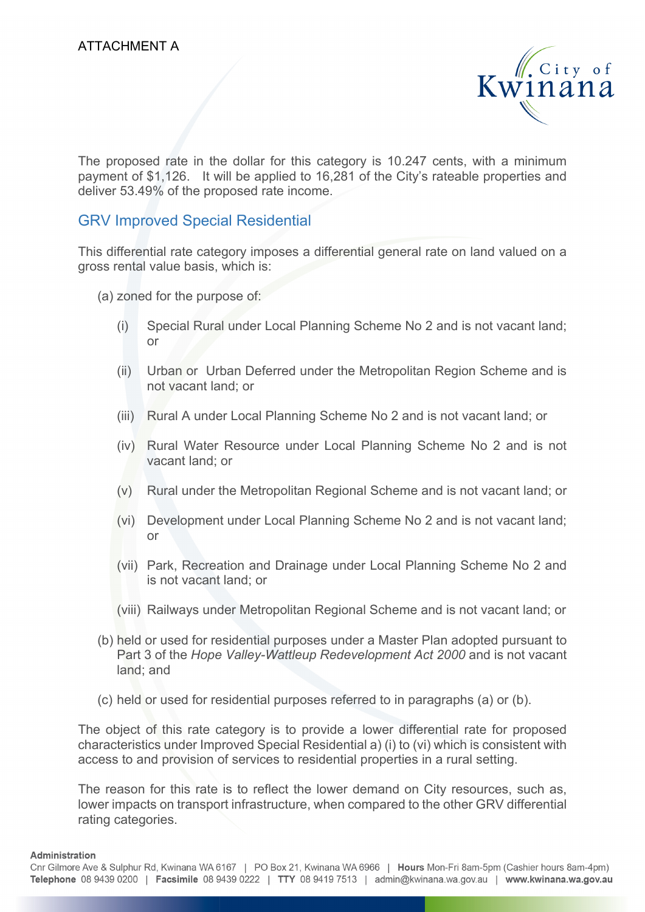ATTACHMENT A

The proposed rate in the dollar for this category is 10.247 cents, with a minimum payment of $1,126. It will be applied to 16,281 of the City's rateable properties and deliver 53.49% of the proposed rate income.

## GRV Improved Special Residential

This differential rate category imposes a differential general rate on land valued on a gross rental value basis, which is:

(a) zoned for the purpose of:

- (i) Special Rural under Local Planning Scheme No 2 and is not vacant land; or
- (ii) Urban or Urban Deferred under the Metropolitan Region Scheme and is not vacant land; or
- (iii) Rural A under Local Planning Scheme No 2 and is not vacant land; or
- (iv) Rural Water Resource under Local Planning Scheme No 2 and is not vacant land; or
- (v) Rural under the Metropolitan Regional Scheme and is not vacant land; or
- (vi) Development under Local Planning Scheme No 2 and is not vacant land; or
- (vii) Park, Recreation and Drainage under Local Planning Scheme No 2 and is not vacant land; or
- (viii) Railways under Metropolitan Regional Scheme and is not vacant land; or

(b) held or used for residential purposes under a Master Plan adopted pursuant to Part 3 of the *Hope Valley-Wattleup Redevelopment Act 2000* and is not vacant land; and

(c) held or used for residential purposes referred to in paragraphs (a) or (b).

The object of this rate category is to provide a lower differential rate for proposed characteristics under Improved Special Residential a) (i) to (vi) which is consistent with access to and provision of services to residential properties in a rural setting.

The reason for this rate is to reflect the lower demand on City resources, such as, lower impacts on transport infrastructure, when compared to the other GRV differential rating categories.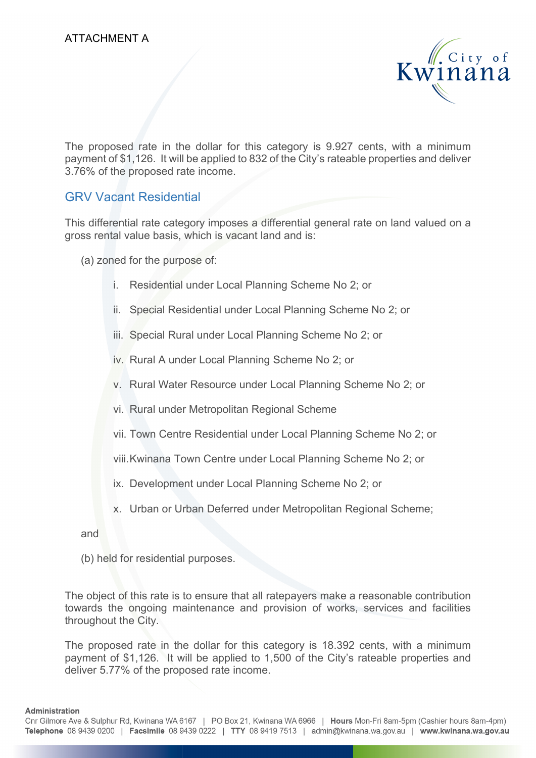ATTACHMENT A

The proposed rate in the dollar for this category is 9.927 cents, with a minimum payment of $1,126. It will be applied to 832 of the City's rateable properties and deliver 3.76% of the proposed rate income.

## GRV Vacant Residential

This differential rate category imposes a differential general rate on land valued on a gross rental value basis, which is vacant land and is:

(a) zoned for the purpose of:

i. Residential under Local Planning Scheme No 2; or

ii. Special Residential under Local Planning Scheme No 2; or

iii. Special Rural under Local Planning Scheme No 2; or

iv. Rural A under Local Planning Scheme No 2; or

v. Rural Water Resource under Local Planning Scheme No 2; or

vi. Rural under Metropolitan Regional Scheme

vii. Town Centre Residential under Local Planning Scheme No 2; or

viii. Kwinana Town Centre under Local Planning Scheme No 2; or

ix. Development under Local Planning Scheme No 2; or

x. Urban or Urban Deferred under Metropolitan Regional Scheme;

and

(b) held for residential purposes.

The object of this rate is to ensure that all ratepayers make a reasonable contribution towards the ongoing maintenance and provision of works, services and facilities throughout the City.

The proposed rate in the dollar for this category is 18.392 cents, with a minimum payment of $1,126. It will be applied to 1,500 of the City's rateable properties and deliver 5.77% of the proposed rate income.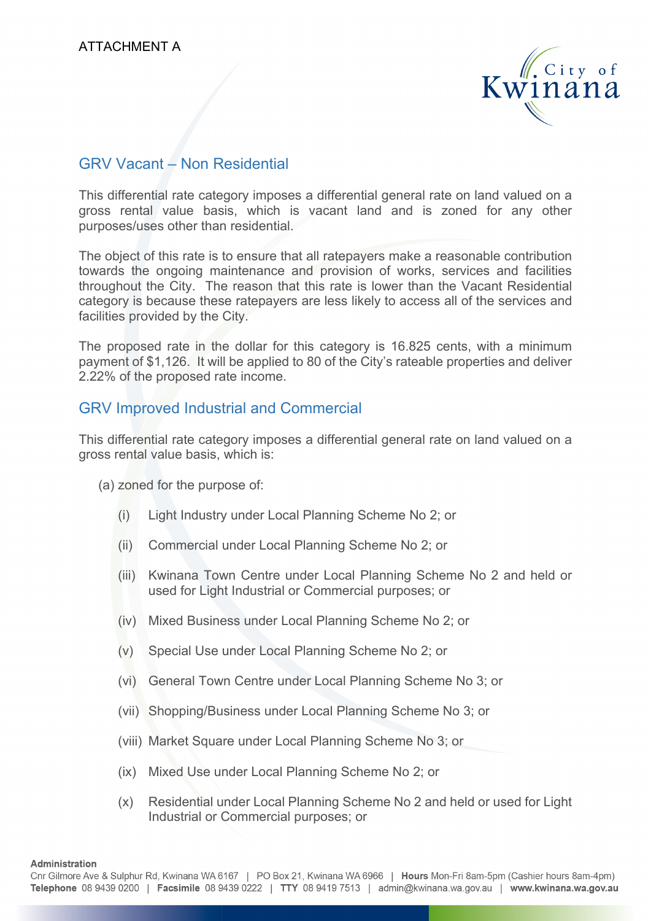ATTACHMENT A

## GRV Vacant – Non Residential

This differential rate category imposes a differential general rate on land valued on a gross rental value basis, which is vacant land and is zoned for any other purposes/uses other than residential.

The object of this rate is to ensure that all ratepayers make a reasonable contribution towards the ongoing maintenance and provision of works, services and facilities throughout the City. The reason that this rate is lower than the Vacant Residential category is because these ratepayers are less likely to access all of the services and facilities provided by the City.

The proposed rate in the dollar for this category is 16.825 cents, with a minimum payment of $1,126. It will be applied to 80 of the City's rateable properties and deliver 2.22% of the proposed rate income.

## GRV Improved Industrial and Commercial

This differential rate category imposes a differential general rate on land valued on a gross rental value basis, which is:

(a) zoned for the purpose of:

- (i) Light Industry under Local Planning Scheme No 2; or
- (ii) Commercial under Local Planning Scheme No 2; or
- (iii) Kwinana Town Centre under Local Planning Scheme No 2 and held or used for Light Industrial or Commercial purposes; or
- (iv) Mixed Business under Local Planning Scheme No 2; or
- (v) Special Use under Local Planning Scheme No 2; or
- (vi) General Town Centre under Local Planning Scheme No 3; or
- (vii) Shopping/Business under Local Planning Scheme No 3; or
- (viii) Market Square under Local Planning Scheme No 3; or
- (ix) Mixed Use under Local Planning Scheme No 2; or
- (x) Residential under Local Planning Scheme No 2 and held or used for Light Industrial or Commercial purposes; or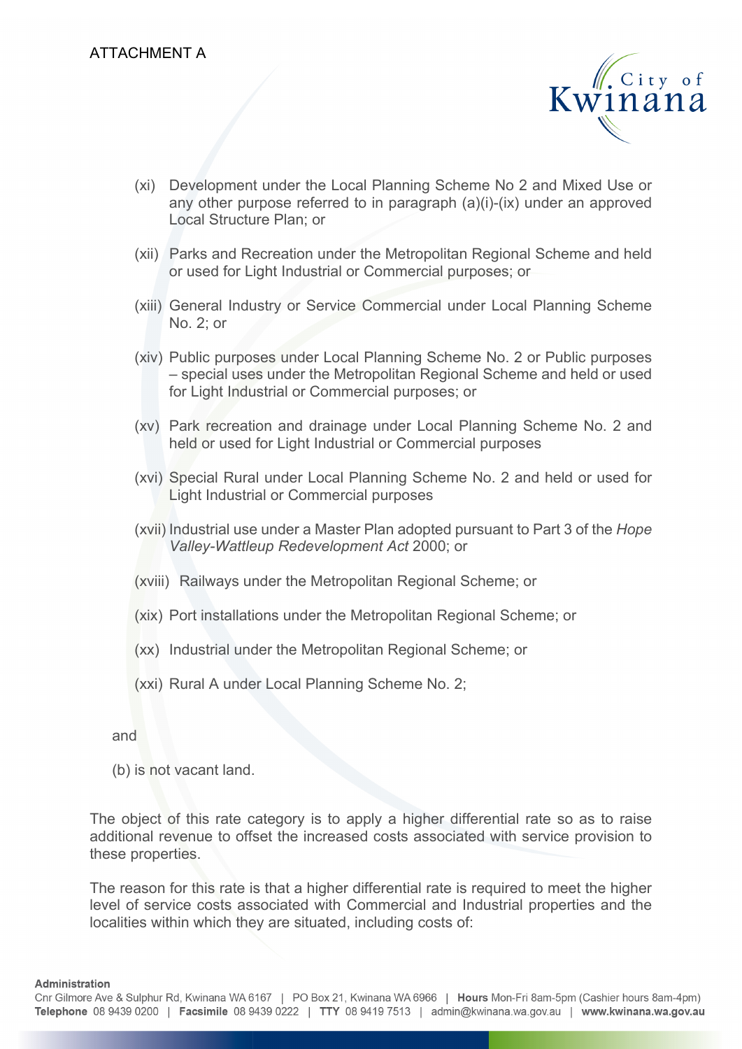ATTACHMENT A

(xi) Development under the Local Planning Scheme No 2 and Mixed Use or any other purpose referred to in paragraph (a)(i)-(ix) under an approved Local Structure Plan; or

(xii) Parks and Recreation under the Metropolitan Regional Scheme and held or used for Light Industrial or Commercial purposes; or

(xiii) General Industry or Service Commercial under Local Planning Scheme No. 2; or

(xiv) Public purposes under Local Planning Scheme No. 2 or Public purposes – special uses under the Metropolitan Regional Scheme and held or used for Light Industrial or Commercial purposes; or

(xv) Park recreation and drainage under Local Planning Scheme No. 2 and held or used for Light Industrial or Commercial purposes

(xvi) Special Rural under Local Planning Scheme No. 2 and held or used for Light Industrial or Commercial purposes

(xvii) Industrial use under a Master Plan adopted pursuant to Part 3 of the *Hope Valley-Wattleup Redevelopment Act* 2000; or

(xviii) Railways under the Metropolitan Regional Scheme; or

(xix) Port installations under the Metropolitan Regional Scheme; or

(xx) Industrial under the Metropolitan Regional Scheme; or

(xxi) Rural A under Local Planning Scheme No. 2;

and

(b) is not vacant land.

The object of this rate category is to apply a higher differential rate so as to raise additional revenue to offset the increased costs associated with service provision to these properties.

The reason for this rate is that a higher differential rate is required to meet the higher level of service costs associated with Commercial and Industrial properties and the localities within which they are situated, including costs of: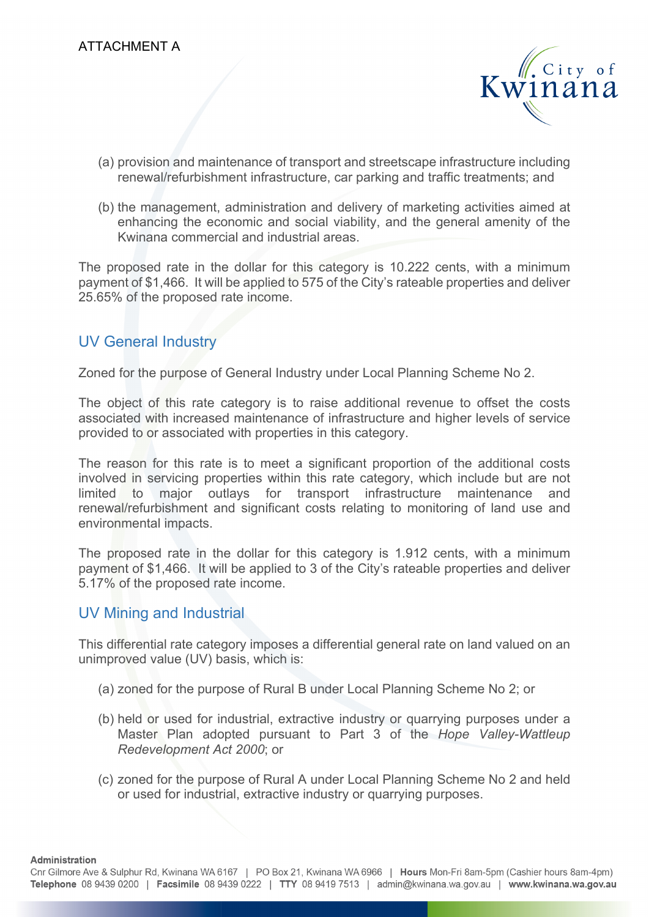ATTACHMENT A

(a) provision and maintenance of transport and streetscape infrastructure including renewal/refurbishment infrastructure, car parking and traffic treatments; and

(b) the management, administration and delivery of marketing activities aimed at enhancing the economic and social viability, and the general amenity of the Kwinana commercial and industrial areas.

The proposed rate in the dollar for this category is 10.222 cents, with a minimum payment of $1,466. It will be applied to 575 of the City's rateable properties and deliver 25.65% of the proposed rate income.

## UV General Industry

Zoned for the purpose of General Industry under Local Planning Scheme No 2.

The object of this rate category is to raise additional revenue to offset the costs associated with increased maintenance of infrastructure and higher levels of service provided to or associated with properties in this category.

The reason for this rate is to meet a significant proportion of the additional costs involved in servicing properties within this rate category, which include but are not limited to major outlays for transport infrastructure maintenance and renewal/refurbishment and significant costs relating to monitoring of land use and environmental impacts.

The proposed rate in the dollar for this category is 1.912 cents, with a minimum payment of $1,466. It will be applied to 3 of the City's rateable properties and deliver 5.17% of the proposed rate income.

## UV Mining and Industrial

This differential rate category imposes a differential general rate on land valued on an unimproved value (UV) basis, which is:

(a) zoned for the purpose of Rural B under Local Planning Scheme No 2; or

(b) held or used for industrial, extractive industry or quarrying purposes under a Master Plan adopted pursuant to Part 3 of the *Hope Valley-Wattleup Redevelopment Act 2000*; or

(c) zoned for the purpose of Rural A under Local Planning Scheme No 2 and held or used for industrial, extractive industry or quarrying purposes.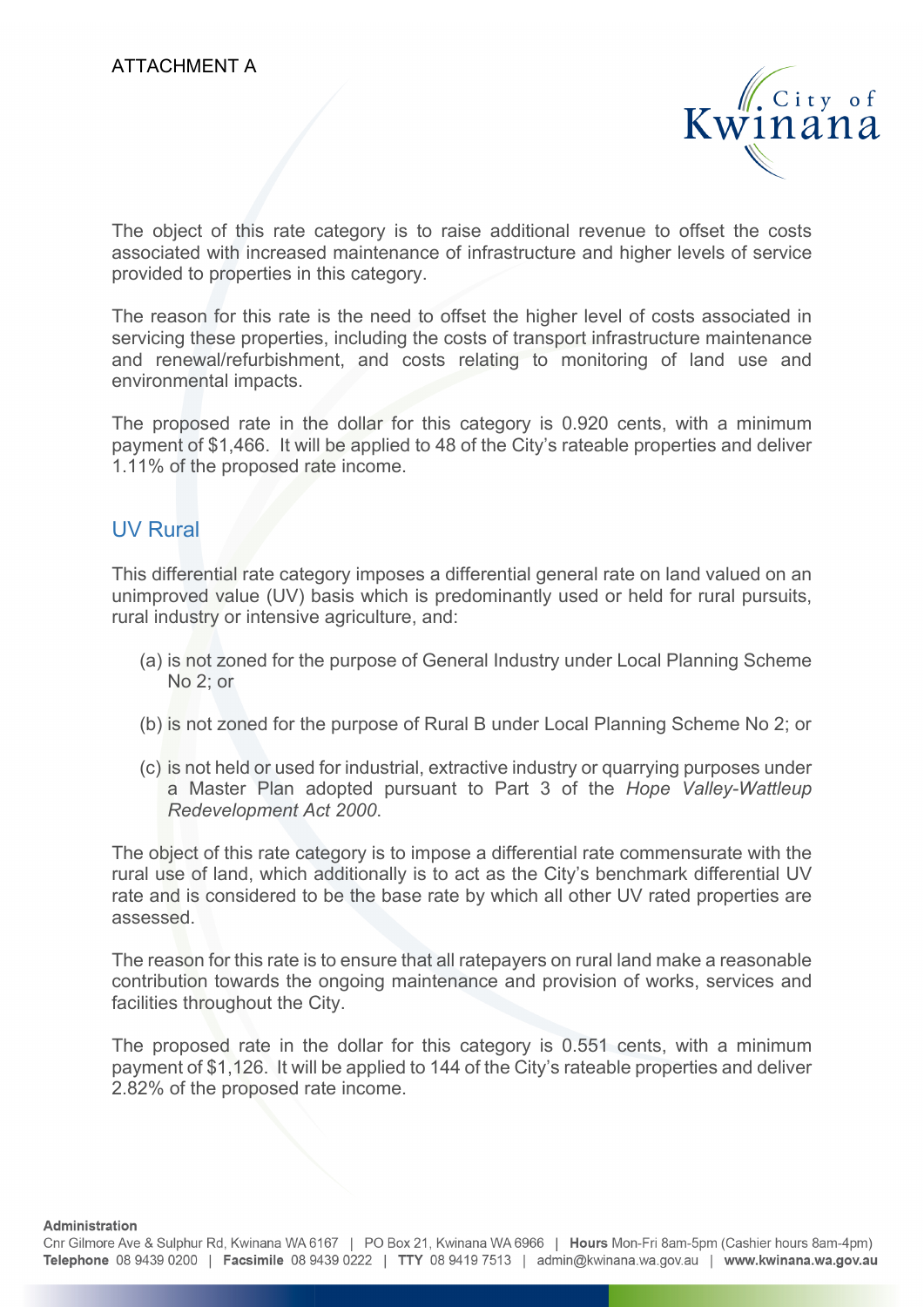ATTACHMENT A

The object of this rate category is to raise additional revenue to offset the costs associated with increased maintenance of infrastructure and higher levels of service provided to properties in this category.

The reason for this rate is the need to offset the higher level of costs associated in servicing these properties, including the costs of transport infrastructure maintenance and renewal/refurbishment, and costs relating to monitoring of land use and environmental impacts.

The proposed rate in the dollar for this category is 0.920 cents, with a minimum payment of $1,466. It will be applied to 48 of the City's rateable properties and deliver 1.11% of the proposed rate income.

## UV Rural

This differential rate category imposes a differential general rate on land valued on an unimproved value (UV) basis which is predominantly used or held for rural pursuits, rural industry or intensive agriculture, and:

(a) is not zoned for the purpose of General Industry under Local Planning Scheme No 2; or

(b) is not zoned for the purpose of Rural B under Local Planning Scheme No 2; or

(c) is not held or used for industrial, extractive industry or quarrying purposes under a Master Plan adopted pursuant to Part 3 of the *Hope Valley-Wattleup Redevelopment Act 2000*.

The object of this rate category is to impose a differential rate commensurate with the rural use of land, which additionally is to act as the City's benchmark differential UV rate and is considered to be the base rate by which all other UV rated properties are assessed.

The reason for this rate is to ensure that all ratepayers on rural land make a reasonable contribution towards the ongoing maintenance and provision of works, services and facilities throughout the City.

The proposed rate in the dollar for this category is 0.551 cents, with a minimum payment of $1,126. It will be applied to 144 of the City's rateable properties and deliver 2.82% of the proposed rate income.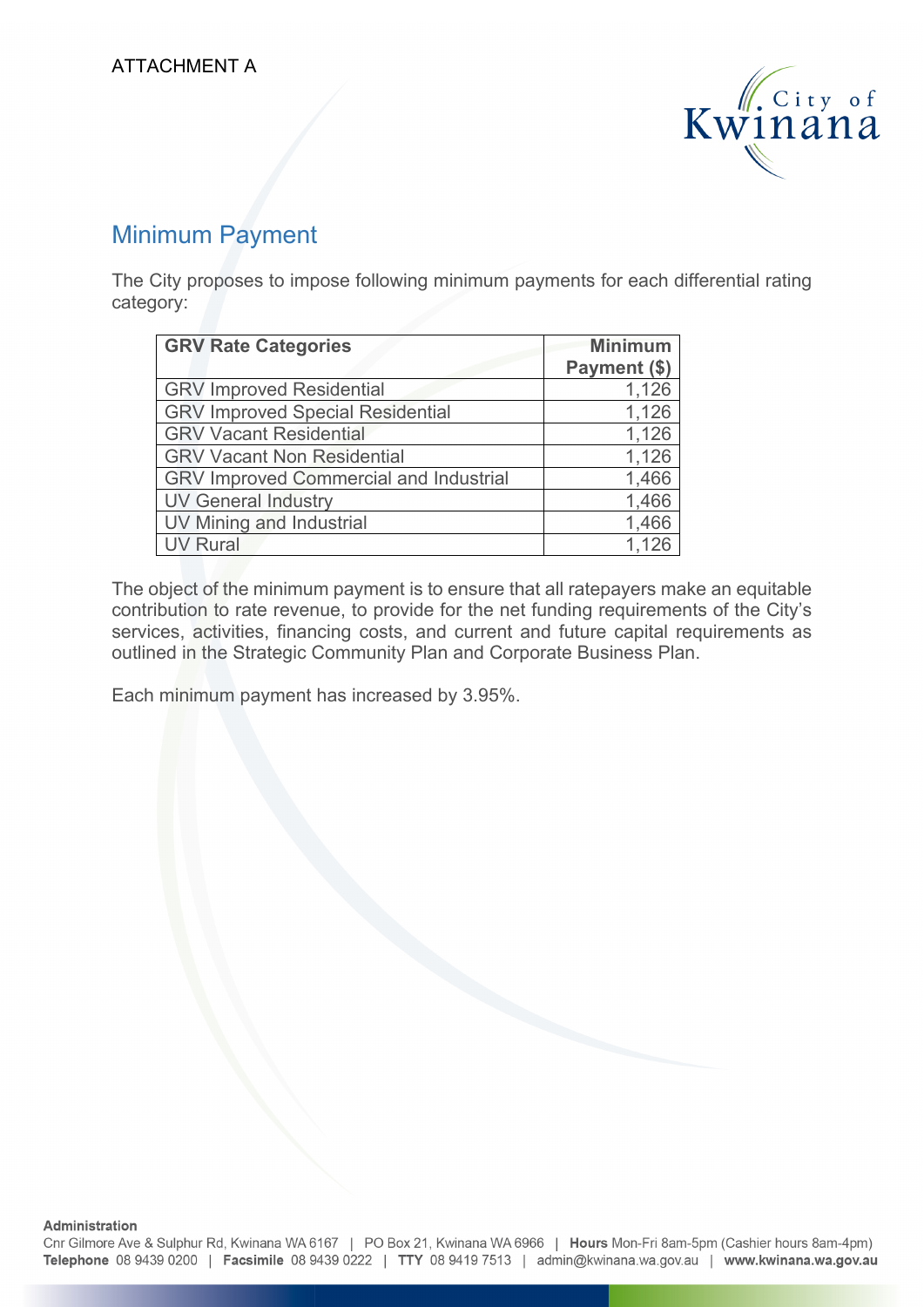ATTACHMENT A

## Minimum Payment

The City proposes to impose following minimum payments for each differential rating category:

| GRV Rate Categories | Minimum Payment ($) |
|---|---|
| GRV Improved Residential | 1,126 |
| GRV Improved Special Residential | 1,126 |
| GRV Vacant Residential | 1,126 |
| GRV Vacant Non Residential | 1,126 |
| GRV Improved Commercial and Industrial | 1,466 |
| UV General Industry | 1,466 |
| UV Mining and Industrial | 1,466 |
| UV Rural | 1,126 |

The object of the minimum payment is to ensure that all ratepayers make an equitable contribution to rate revenue, to provide for the net funding requirements of the City's services, activities, financing costs, and current and future capital requirements as outlined in the Strategic Community Plan and Corporate Business Plan.

Each minimum payment has increased by 3.95%.